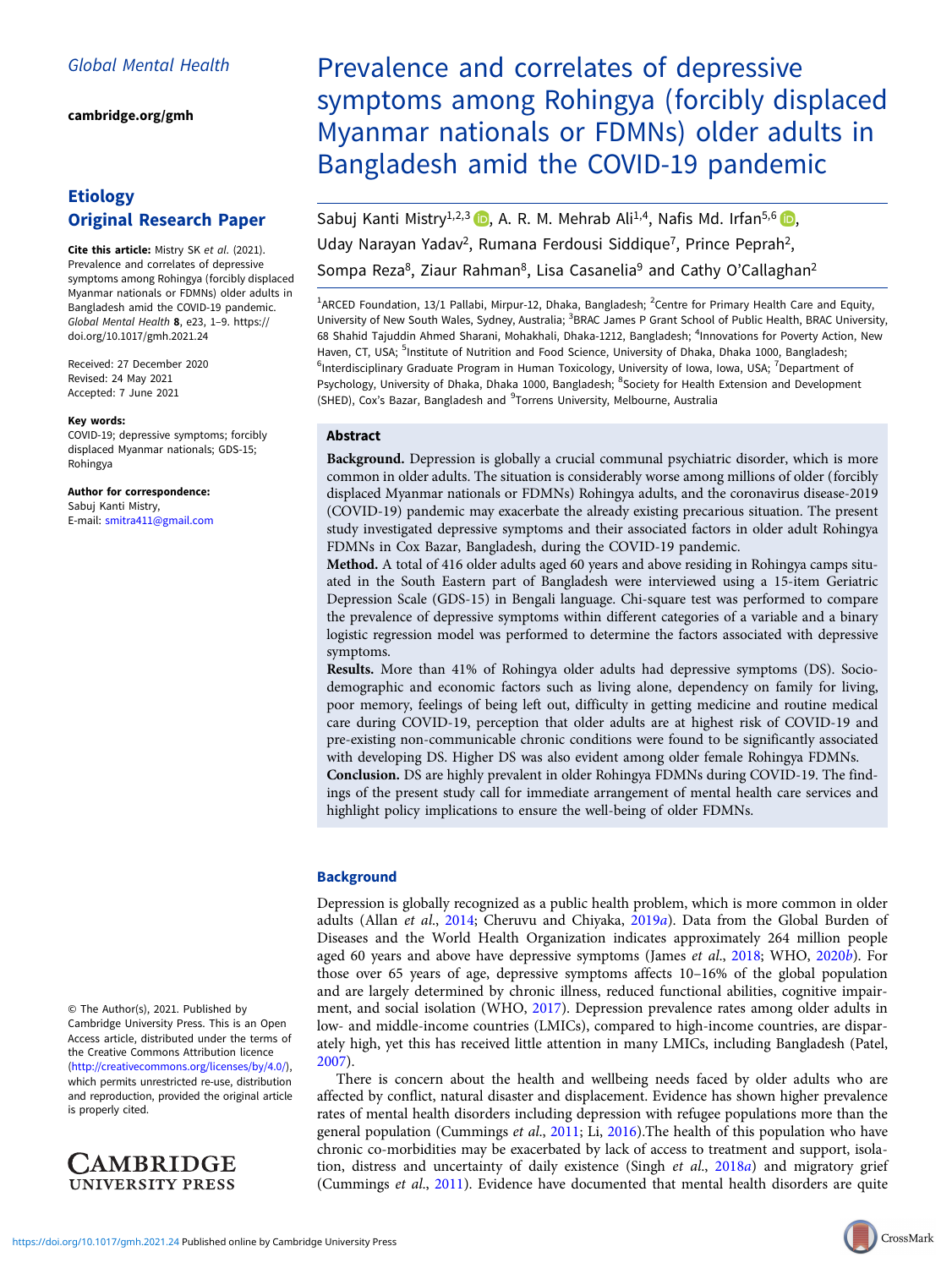Global Mental Health

cambridge.org/gmh

**Etiology**
**Original Research Paper**

**Cite this article:** Mistry SK *et al.* (2021). Prevalence and correlates of depressive symptoms among Rohingya (forcibly displaced Myanmar nationals or FDMNs) older adults in Bangladesh amid the COVID-19 pandemic. *Global Mental Health* **8**, e23, 1–9. https://doi.org/10.1017/gmh.2021.24

Received: 27 December 2020
Revised: 24 May 2021
Accepted: 7 June 2021

**Key words:**
COVID-19; depressive symptoms; forcibly displaced Myanmar nationals; GDS-15; Rohingya

**Author for correspondence:**
Sabuj Kanti Mistry,
E-mail: smitra411@gmail.com

# Prevalence and correlates of depressive symptoms among Rohingya (forcibly displaced Myanmar nationals or FDMNs) older adults in Bangladesh amid the COVID-19 pandemic

Sabuj Kanti Mistry[1,2,3], A. R. M. Mehrab Ali[1,4], Nafis Md. Irfan[5,6], Uday Narayan Yadav[2], Rumana Ferdousi Siddique[7], Prince Peprah[2], Sompa Reza[8], Ziaur Rahman[8], Lisa Casanelia[9] and Cathy O'Callaghan[2]

[1]ARCED Foundation, 13/1 Pallabi, Mirpur-12, Dhaka, Bangladesh; [2]Centre for Primary Health Care and Equity, University of New South Wales, Sydney, Australia; [3]BRAC James P Grant School of Public Health, BRAC University, 68 Shahid Tajuddin Ahmed Sharani, Mohakhali, Dhaka-1212, Bangladesh; [4]Innovations for Poverty Action, New Haven, CT, USA; [5]Institute of Nutrition and Food Science, University of Dhaka, Dhaka 1000, Bangladesh; [6]Interdisciplinary Graduate Program in Human Toxicology, University of Iowa, Iowa, USA; [7]Department of Psychology, University of Dhaka, Dhaka 1000, Bangladesh; [8]Society for Health Extension and Development (SHED), Cox's Bazar, Bangladesh and [9]Torrens University, Melbourne, Australia

## Abstract

**Background.** Depression is globally a crucial communal psychiatric disorder, which is more common in older adults. The situation is considerably worse among millions of older (forcibly displaced Myanmar nationals or FDMNs) Rohingya adults, and the coronavirus disease-2019 (COVID-19) pandemic may exacerbate the already existing precarious situation. The present study investigated depressive symptoms and their associated factors in older adult Rohingya FDMNs in Cox Bazar, Bangladesh, during the COVID-19 pandemic.

**Method.** A total of 416 older adults aged 60 years and above residing in Rohingya camps situated in the South Eastern part of Bangladesh were interviewed using a 15-item Geriatric Depression Scale (GDS-15) in Bengali language. Chi-square test was performed to compare the prevalence of depressive symptoms within different categories of a variable and a binary logistic regression model was performed to determine the factors associated with depressive symptoms.

**Results.** More than 41% of Rohingya older adults had depressive symptoms (DS). Socio-demographic and economic factors such as living alone, dependency on family for living, poor memory, feelings of being left out, difficulty in getting medicine and routine medical care during COVID-19, perception that older adults are at highest risk of COVID-19 and pre-existing non-communicable chronic conditions were found to be significantly associated with developing DS. Higher DS was also evident among older female Rohingya FDMNs.

**Conclusion.** DS are highly prevalent in older Rohingya FDMNs during COVID-19. The findings of the present study call for immediate arrangement of mental health care services and highlight policy implications to ensure the well-being of older FDMNs.

## Background

Depression is globally recognized as a public health problem, which is more common in older adults (Allan *et al.*, 2014; Cheruvu and Chiyaka, 2019*a*). Data from the Global Burden of Diseases and the World Health Organization indicates approximately 264 million people aged 60 years and above have depressive symptoms (James *et al.*, 2018; WHO, 2020*b*). For those over 65 years of age, depressive symptoms affects 10–16% of the global population and are largely determined by chronic illness, reduced functional abilities, cognitive impairment, and social isolation (WHO, 2017). Depression prevalence rates among older adults in low- and middle-income countries (LMICs), compared to high-income countries, are disparately high, yet this has received little attention in many LMICs, including Bangladesh (Patel, 2007).

There is concern about the health and wellbeing needs faced by older adults who are affected by conflict, natural disaster and displacement. Evidence has shown higher prevalence rates of mental health disorders including depression with refugee populations more than the general population (Cummings *et al.*, 2011; Li, 2016).The health of this population who have chronic co-morbidities may be exacerbated by lack of access to treatment and support, isolation, distress and uncertainty of daily existence (Singh *et al.*, 2018*a*) and migratory grief (Cummings *et al.*, 2011). Evidence have documented that mental health disorders are quite

© The Author(s), 2021. Published by Cambridge University Press. This is an Open Access article, distributed under the terms of the Creative Commons Attribution licence (http://creativecommons.org/licenses/by/4.0/), which permits unrestricted re-use, distribution and reproduction, provided the original article is properly cited.

https://doi.org/10.1017/gmh.2021.24 Published online by Cambridge University Press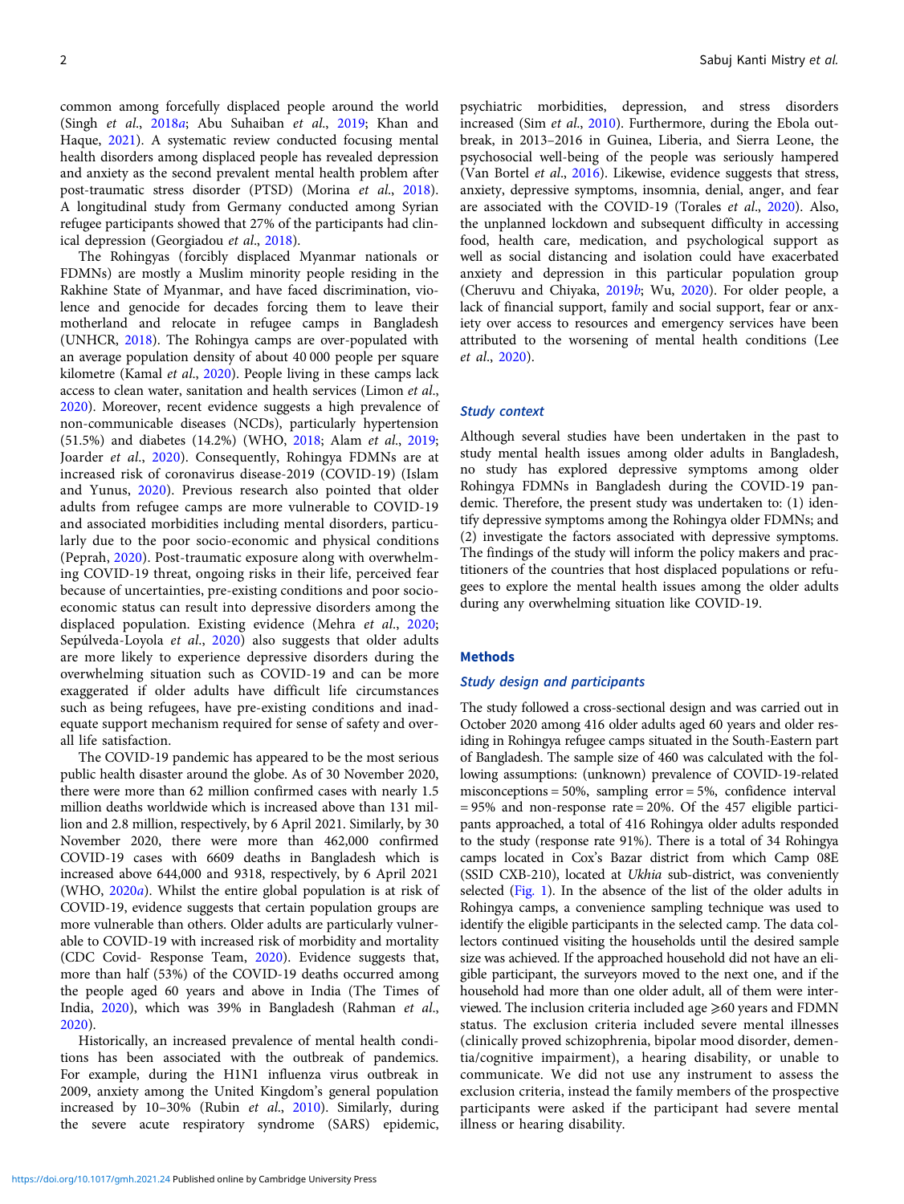common among forcefully displaced people around the world (Singh *et al.*, 2018*a*; Abu Suhaiban *et al.*, 2019; Khan and Haque, 2021). A systematic review conducted focusing mental health disorders among displaced people has revealed depression and anxiety as the second prevalent mental health problem after post-traumatic stress disorder (PTSD) (Morina *et al.*, 2018). A longitudinal study from Germany conducted among Syrian refugee participants showed that 27% of the participants had clinical depression (Georgiadou *et al.*, 2018).

The Rohingyas (forcibly displaced Myanmar nationals or FDMNs) are mostly a Muslim minority people residing in the Rakhine State of Myanmar, and have faced discrimination, violence and genocide for decades forcing them to leave their motherland and relocate in refugee camps in Bangladesh (UNHCR, 2018). The Rohingya camps are over-populated with an average population density of about 40 000 people per square kilometre (Kamal *et al.*, 2020). People living in these camps lack access to clean water, sanitation and health services (Limon *et al.*, 2020). Moreover, recent evidence suggests a high prevalence of non-communicable diseases (NCDs), particularly hypertension (51.5%) and diabetes (14.2%) (WHO, 2018; Alam *et al.*, 2019; Joarder *et al.*, 2020). Consequently, Rohingya FDMNs are at increased risk of coronavirus disease-2019 (COVID-19) (Islam and Yunus, 2020). Previous research also pointed that older adults from refugee camps are more vulnerable to COVID-19 and associated morbidities including mental disorders, particularly due to the poor socio-economic and physical conditions (Peprah, 2020). Post-traumatic exposure along with overwhelming COVID-19 threat, ongoing risks in their life, perceived fear because of uncertainties, pre-existing conditions and poor socio-economic status can result into depressive disorders among the displaced population. Existing evidence (Mehra *et al.*, 2020; Sepúlveda-Loyola *et al.*, 2020) also suggests that older adults are more likely to experience depressive disorders during the overwhelming situation such as COVID-19 and can be more exaggerated if older adults have difficult life circumstances such as being refugees, have pre-existing conditions and inadequate support mechanism required for sense of safety and overall life satisfaction.

The COVID-19 pandemic has appeared to be the most serious public health disaster around the globe. As of 30 November 2020, there were more than 62 million confirmed cases with nearly 1.5 million deaths worldwide which is increased above than 131 million and 2.8 million, respectively, by 6 April 2021. Similarly, by 30 November 2020, there were more than 462,000 confirmed COVID-19 cases with 6609 deaths in Bangladesh which is increased above 644,000 and 9318, respectively, by 6 April 2021 (WHO, 2020*a*). Whilst the entire global population is at risk of COVID-19, evidence suggests that certain population groups are more vulnerable than others. Older adults are particularly vulnerable to COVID-19 with increased risk of morbidity and mortality (CDC Covid- Response Team, 2020). Evidence suggests that, more than half (53%) of the COVID-19 deaths occurred among the people aged 60 years and above in India (The Times of India, 2020), which was 39% in Bangladesh (Rahman *et al.*, 2020).

Historically, an increased prevalence of mental health conditions has been associated with the outbreak of pandemics. For example, during the H1N1 influenza virus outbreak in 2009, anxiety among the United Kingdom's general population increased by 10–30% (Rubin *et al.*, 2010). Similarly, during the severe acute respiratory syndrome (SARS) epidemic, psychiatric morbidities, depression, and stress disorders increased (Sim *et al.*, 2010). Furthermore, during the Ebola outbreak, in 2013–2016 in Guinea, Liberia, and Sierra Leone, the psychosocial well-being of the people was seriously hampered (Van Bortel *et al.*, 2016). Likewise, evidence suggests that stress, anxiety, depressive symptoms, insomnia, denial, anger, and fear are associated with the COVID-19 (Torales *et al.*, 2020). Also, the unplanned lockdown and subsequent difficulty in accessing food, health care, medication, and psychological support as well as social distancing and isolation could have exacerbated anxiety and depression in this particular population group (Cheruvu and Chiyaka, 2019*b*; Wu, 2020). For older people, a lack of financial support, family and social support, fear or anxiety over access to resources and emergency services have been attributed to the worsening of mental health conditions (Lee *et al.*, 2020).

### Study context

Although several studies have been undertaken in the past to study mental health issues among older adults in Bangladesh, no study has explored depressive symptoms among older Rohingya FDMNs in Bangladesh during the COVID-19 pandemic. Therefore, the present study was undertaken to: (1) identify depressive symptoms among the Rohingya older FDMNs; and (2) investigate the factors associated with depressive symptoms. The findings of the study will inform the policy makers and practitioners of the countries that host displaced populations or refugees to explore the mental health issues among the older adults during any overwhelming situation like COVID-19.

## Methods

### Study design and participants

The study followed a cross-sectional design and was carried out in October 2020 among 416 older adults aged 60 years and older residing in Rohingya refugee camps situated in the South-Eastern part of Bangladesh. The sample size of 460 was calculated with the following assumptions: (unknown) prevalence of COVID-19-related misconceptions = 50%, sampling error = 5%, confidence interval = 95% and non-response rate = 20%. Of the 457 eligible participants approached, a total of 416 Rohingya older adults responded to the study (response rate 91%). There is a total of 34 Rohingya camps located in Cox's Bazar district from which Camp 08E (SSID CXB-210), located at *Ukhia* sub-district, was conveniently selected (Fig. 1). In the absence of the list of the older adults in Rohingya camps, a convenience sampling technique was used to identify the eligible participants in the selected camp. The data collectors continued visiting the households until the desired sample size was achieved. If the approached household did not have an eligible participant, the surveyors moved to the next one, and if the household had more than one older adult, all of them were interviewed. The inclusion criteria included age ⩾60 years and FDMN status. The exclusion criteria included severe mental illnesses (clinically proved schizophrenia, bipolar mood disorder, dementia/cognitive impairment), a hearing disability, or unable to communicate. We did not use any instrument to assess the exclusion criteria, instead the family members of the prospective participants were asked if the participant had severe mental illness or hearing disability.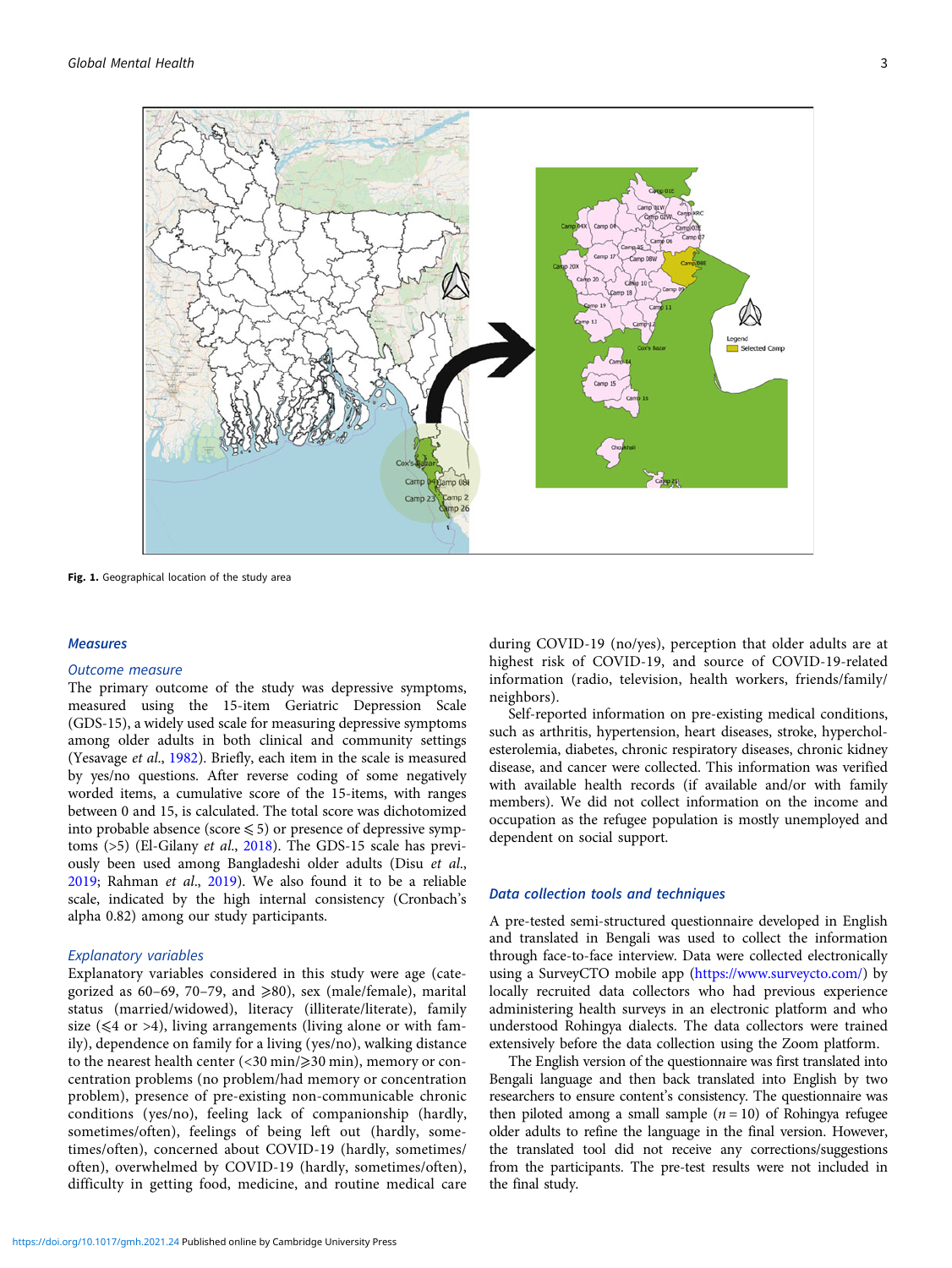Fig. 1. Geographical location of the study area

### Measures

#### Outcome measure

The primary outcome of the study was depressive symptoms, measured using the 15-item Geriatric Depression Scale (GDS-15), a widely used scale for measuring depressive symptoms among older adults in both clinical and community settings (Yesavage *et al*., 1982). Briefly, each item in the scale is measured by yes/no questions. After reverse coding of some negatively worded items, a cumulative score of the 15-items, with ranges between 0 and 15, is calculated. The total score was dichotomized into probable absence (score ⩽ 5) or presence of depressive symptoms (>5) (El-Gilany *et al*., 2018). The GDS-15 scale has previously been used among Bangladeshi older adults (Disu *et al*., 2019; Rahman *et al*., 2019). We also found it to be a reliable scale, indicated by the high internal consistency (Cronbach's alpha 0.82) among our study participants.

#### Explanatory variables

Explanatory variables considered in this study were age (categorized as 60–69, 70–79, and ⩾80), sex (male/female), marital status (married/widowed), literacy (illiterate/literate), family size (⩽4 or >4), living arrangements (living alone or with family), dependence on family for a living (yes/no), walking distance to the nearest health center (<30 min/⩾30 min), memory or concentration problems (no problem/had memory or concentration problem), presence of pre-existing non-communicable chronic conditions (yes/no), feeling lack of companionship (hardly, sometimes/often), feelings of being left out (hardly, sometimes/often), concerned about COVID-19 (hardly, sometimes/often), overwhelmed by COVID-19 (hardly, sometimes/often), difficulty in getting food, medicine, and routine medical care during COVID-19 (no/yes), perception that older adults are at highest risk of COVID-19, and source of COVID-19-related information (radio, television, health workers, friends/family/neighbors).

Self-reported information on pre-existing medical conditions, such as arthritis, hypertension, heart diseases, stroke, hypercholesterolemia, diabetes, chronic respiratory diseases, chronic kidney disease, and cancer were collected. This information was verified with available health records (if available and/or with family members). We did not collect information on the income and occupation as the refugee population is mostly unemployed and dependent on social support.

### Data collection tools and techniques

A pre-tested semi-structured questionnaire developed in English and translated in Bengali was used to collect the information through face-to-face interview. Data were collected electronically using a SurveyCTO mobile app (https://www.surveycto.com/) by locally recruited data collectors who had previous experience administering health surveys in an electronic platform and who understood Rohingya dialects. The data collectors were trained extensively before the data collection using the Zoom platform.

The English version of the questionnaire was first translated into Bengali language and then back translated into English by two researchers to ensure content's consistency. The questionnaire was then piloted among a small sample ($n = 10$) of Rohingya refugee older adults to refine the language in the final version. However, the translated tool did not receive any corrections/suggestions from the participants. The pre-test results were not included in the final study.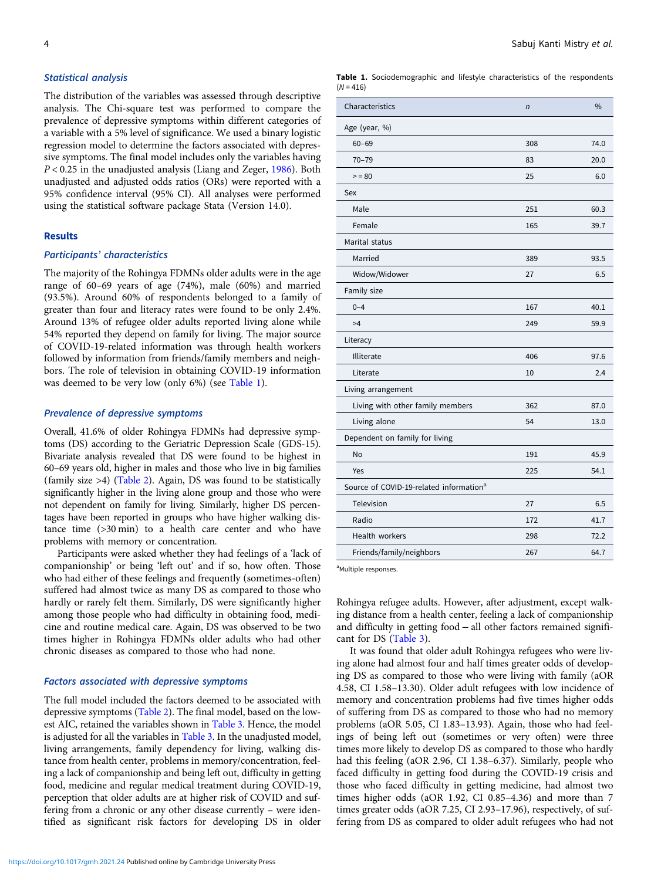### Statistical analysis

The distribution of the variables was assessed through descriptive analysis. The Chi-square test was performed to compare the prevalence of depressive symptoms within different categories of a variable with a 5% level of significance. We used a binary logistic regression model to determine the factors associated with depressive symptoms. The final model includes only the variables having $P < 0.25$ in the unadjusted analysis (Liang and Zeger, 1986). Both unadjusted and adjusted odds ratios (ORs) were reported with a 95% confidence interval (95% CI). All analyses were performed using the statistical software package Stata (Version 14.0).

## Results

### Participants' characteristics

The majority of the Rohingya FDMNs older adults were in the age range of 60–69 years of age (74%), male (60%) and married (93.5%). Around 60% of respondents belonged to a family of greater than four and literacy rates were found to be only 2.4%. Around 13% of refugee older adults reported living alone while 54% reported they depend on family for living. The major source of COVID-19-related information was through health workers followed by information from friends/family members and neighbors. The role of television in obtaining COVID-19 information was deemed to be very low (only 6%) (see Table 1).

**Table 1.** Sociodemographic and lifestyle characteristics of the respondents ($N = 416$)

| Characteristics | n | % |
|---|---|---|
| Age (year, %) | | |
| 60–69 | 308 | 74.0 |
| 70–79 | 83 | 20.0 |
| > = 80 | 25 | 6.0 |
| Sex | | |
| Male | 251 | 60.3 |
| Female | 165 | 39.7 |
| Marital status | | |
| Married | 389 | 93.5 |
| Widow/Widower | 27 | 6.5 |
| Family size | | |
| 0–4 | 167 | 40.1 |
| >4 | 249 | 59.9 |
| Literacy | | |
| Illiterate | 406 | 97.6 |
| Literate | 10 | 2.4 |
| Living arrangement | | |
| Living with other family members | 362 | 87.0 |
| Living alone | 54 | 13.0 |
| Dependent on family for living | | |
| No | 191 | 45.9 |
| Yes | 225 | 54.1 |
| Source of COVID-19-related information[a] | | |
| Television | 27 | 6.5 |
| Radio | 172 | 41.7 |
| Health workers | 298 | 72.2 |
| Friends/family/neighbors | 267 | 64.7 |

[a]Multiple responses.

### Prevalence of depressive symptoms

Overall, 41.6% of older Rohingya FDMNs had depressive symptoms (DS) according to the Geriatric Depression Scale (GDS-15). Bivariate analysis revealed that DS were found to be highest in 60–69 years old, higher in males and those who live in big families (family size >4) (Table 2). Again, DS was found to be statistically significantly higher in the living alone group and those who were not dependent on family for living. Similarly, higher DS percentages have been reported in groups who have higher walking distance time (>30 min) to a health care center and who have problems with memory or concentration.

Participants were asked whether they had feelings of a 'lack of companionship' or being 'left out' and if so, how often. Those who had either of these feelings and frequently (sometimes-often) suffered had almost twice as many DS as compared to those who hardly or rarely felt them. Similarly, DS were significantly higher among those people who had difficulty in obtaining food, medicine and routine medical care. Again, DS was observed to be two times higher in Rohingya FDMNs older adults who had other chronic diseases as compared to those who had none.

### Factors associated with depressive symptoms

The full model included the factors deemed to be associated with depressive symptoms (Table 2). The final model, based on the lowest AIC, retained the variables shown in Table 3. Hence, the model is adjusted for all the variables in Table 3. In the unadjusted model, living arrangements, family dependency for living, walking distance from health center, problems in memory/concentration, feeling a lack of companionship and being left out, difficulty in getting food, medicine and regular medical treatment during COVID-19, perception that older adults are at higher risk of COVID and suffering from a chronic or any other disease currently – were identified as significant risk factors for developing DS in older Rohingya refugee adults. However, after adjustment, except walking distance from a health center, feeling a lack of companionship and difficulty in getting food – all other factors remained significant for DS (Table 3).

It was found that older adult Rohingya refugees who were living alone had almost four and half times greater odds of developing DS as compared to those who were living with family (aOR 4.58, CI 1.58–13.30). Older adult refugees with low incidence of memory and concentration problems had five times higher odds of suffering from DS as compared to those who had no memory problems (aOR 5.05, CI 1.83–13.93). Again, those who had feelings of being left out (sometimes or very often) were three times more likely to develop DS as compared to those who hardly had this feeling (aOR 2.96, CI 1.38–6.37). Similarly, people who faced difficulty in getting food during the COVID-19 crisis and those who faced difficulty in getting medicine, had almost two times higher odds (aOR 1.92, CI 0.85–4.36) and more than 7 times greater odds (aOR 7.25, CI 2.93–17.96), respectively, of suffering from DS as compared to older adult refugees who had not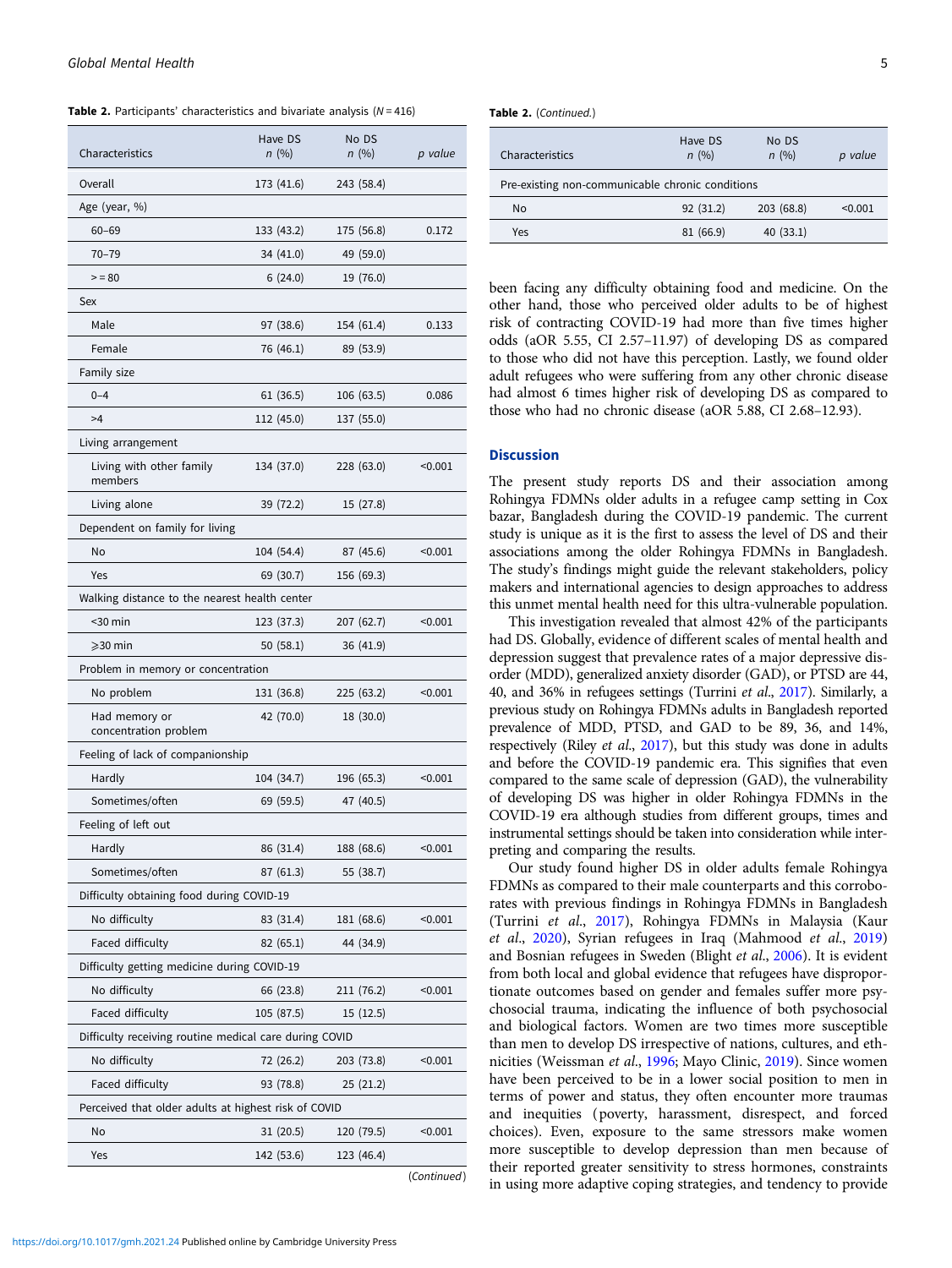**Table 2.** Participants' characteristics and bivariate analysis (*N* = 416)

| Characteristics | Have DS *n* (%) | No DS *n* (%) | *p value* |
|---|---|---|---|
| Overall | 173 (41.6) | 243 (58.4) | |
| Age (year, %) | | | |
| 60–69 | 133 (43.2) | 175 (56.8) | 0.172 |
| 70–79 | 34 (41.0) | 49 (59.0) | |
| > = 80 | 6 (24.0) | 19 (76.0) | |
| Sex | | | |
| Male | 97 (38.6) | 154 (61.4) | 0.133 |
| Female | 76 (46.1) | 89 (53.9) | |
| Family size | | | |
| 0–4 | 61 (36.5) | 106 (63.5) | 0.086 |
| >4 | 112 (45.0) | 137 (55.0) | |
| Living arrangement | | | |
| Living with other family members | 134 (37.0) | 228 (63.0) | <0.001 |
| Living alone | 39 (72.2) | 15 (27.8) | |
| Dependent on family for living | | | |
| No | 104 (54.4) | 87 (45.6) | <0.001 |
| Yes | 69 (30.7) | 156 (69.3) | |
| Walking distance to the nearest health center | | | |
| <30 min | 123 (37.3) | 207 (62.7) | <0.001 |
| ⩾30 min | 50 (58.1) | 36 (41.9) | |
| Problem in memory or concentration | | | |
| No problem | 131 (36.8) | 225 (63.2) | <0.001 |
| Had memory or concentration problem | 42 (70.0) | 18 (30.0) | |
| Feeling of lack of companionship | | | |
| Hardly | 104 (34.7) | 196 (65.3) | <0.001 |
| Sometimes/often | 69 (59.5) | 47 (40.5) | |
| Feeling of left out | | | |
| Hardly | 86 (31.4) | 188 (68.6) | <0.001 |
| Sometimes/often | 87 (61.3) | 55 (38.7) | |
| Difficulty obtaining food during COVID-19 | | | |
| No difficulty | 83 (31.4) | 181 (68.6) | <0.001 |
| Faced difficulty | 82 (65.1) | 44 (34.9) | |
| Difficulty getting medicine during COVID-19 | | | |
| No difficulty | 66 (23.8) | 211 (76.2) | <0.001 |
| Faced difficulty | 105 (87.5) | 15 (12.5) | |
| Difficulty receiving routine medical care during COVID | | | |
| No difficulty | 72 (26.2) | 203 (73.8) | <0.001 |
| Faced difficulty | 93 (78.8) | 25 (21.2) | |
| Perceived that older adults at highest risk of COVID | | | |
| No | 31 (20.5) | 120 (79.5) | <0.001 |
| Yes | 142 (53.6) | 123 (46.4) | |
| Pre-existing non-communicable chronic conditions | | | |
| No | 92 (31.2) | 203 (68.8) | <0.001 |
| Yes | 81 (66.9) | 40 (33.1) | |

been facing any difficulty obtaining food and medicine. On the other hand, those who perceived older adults to be of highest risk of contracting COVID-19 had more than five times higher odds (aOR 5.55, CI 2.57–11.97) of developing DS as compared to those who did not have this perception. Lastly, we found older adult refugees who were suffering from any other chronic disease had almost 6 times higher risk of developing DS as compared to those who had no chronic disease (aOR 5.88, CI 2.68–12.93).

## Discussion

The present study reports DS and their association among Rohingya FDMNs older adults in a refugee camp setting in Cox bazar, Bangladesh during the COVID-19 pandemic. The current study is unique as it is the first to assess the level of DS and their associations among the older Rohingya FDMNs in Bangladesh. The study's findings might guide the relevant stakeholders, policy makers and international agencies to design approaches to address this unmet mental health need for this ultra-vulnerable population.

This investigation revealed that almost 42% of the participants had DS. Globally, evidence of different scales of mental health and depression suggest that prevalence rates of a major depressive disorder (MDD), generalized anxiety disorder (GAD), or PTSD are 44, 40, and 36% in refugees settings (Turrini *et al.*, 2017). Similarly, a previous study on Rohingya FDMNs adults in Bangladesh reported prevalence of MDD, PTSD, and GAD to be 89, 36, and 14%, respectively (Riley *et al.*, 2017), but this study was done in adults and before the COVID-19 pandemic era. This signifies that even compared to the same scale of depression (GAD), the vulnerability of developing DS was higher in older Rohingya FDMNs in the COVID-19 era although studies from different groups, times and instrumental settings should be taken into consideration while interpreting and comparing the results.

Our study found higher DS in older adults female Rohingya FDMNs as compared to their male counterparts and this corroborates with previous findings in Rohingya FDMNs in Bangladesh (Turrini *et al.*, 2017), Rohingya FDMNs in Malaysia (Kaur *et al.*, 2020), Syrian refugees in Iraq (Mahmood *et al.*, 2019) and Bosnian refugees in Sweden (Blight *et al.*, 2006). It is evident from both local and global evidence that refugees have disproportionate outcomes based on gender and females suffer more psychosocial trauma, indicating the influence of both psychosocial and biological factors. Women are two times more susceptible than men to develop DS irrespective of nations, cultures, and ethnicities (Weissman *et al.*, 1996; Mayo Clinic, 2019). Since women have been perceived to be in a lower social position to men in terms of power and status, they often encounter more traumas and inequities (poverty, harassment, disrespect, and forced choices). Even, exposure to the same stressors make women more susceptible to develop depression than men because of their reported greater sensitivity to stress hormones, constraints in using more adaptive coping strategies, and tendency to provide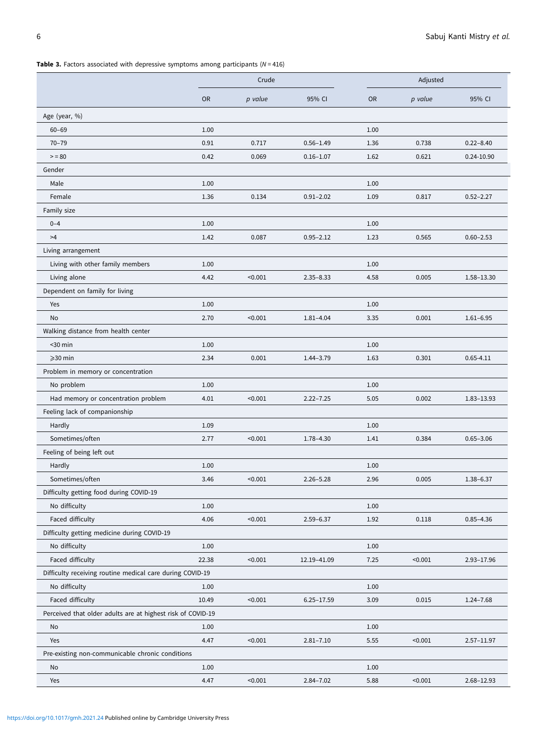**Table 3.** Factors associated with depressive symptoms among participants (*N* = 416)

| | Crude | | | Adjusted | | |
|---|---|---|---|---|---|---|
| | OR | *p value* | 95% CI | OR | *p value* | 95% CI |
| Age (year, %) | | | | | | |
| 60–69 | 1.00 | | | 1.00 | | |
| 70–79 | 0.91 | 0.717 | 0.56–1.49 | 1.36 | 0.738 | 0.22–8.40 |
| > = 80 | 0.42 | 0.069 | 0.16–1.07 | 1.62 | 0.621 | 0.24-10.90 |
| Gender | | | | | | |
| Male | 1.00 | | | 1.00 | | |
| Female | 1.36 | 0.134 | 0.91–2.02 | 1.09 | 0.817 | 0.52–2.27 |
| Family size | | | | | | |
| 0–4 | 1.00 | | | 1.00 | | |
| >4 | 1.42 | 0.087 | 0.95–2.12 | 1.23 | 0.565 | 0.60–2.53 |
| Living arrangement | | | | | | |
| Living with other family members | 1.00 | | | 1.00 | | |
| Living alone | 4.42 | <0.001 | 2.35–8.33 | 4.58 | 0.005 | 1.58–13.30 |
| Dependent on family for living | | | | | | |
| Yes | 1.00 | | | 1.00 | | |
| No | 2.70 | <0.001 | 1.81–4.04 | 3.35 | 0.001 | 1.61–6.95 |
| Walking distance from health center | | | | | | |
| <30 min | 1.00 | | | 1.00 | | |
| ⩾30 min | 2.34 | 0.001 | 1.44–3.79 | 1.63 | 0.301 | 0.65-4.11 |
| Problem in memory or concentration | | | | | | |
| No problem | 1.00 | | | 1.00 | | |
| Had memory or concentration problem | 4.01 | <0.001 | 2.22–7.25 | 5.05 | 0.002 | 1.83–13.93 |
| Feeling lack of companionship | | | | | | |
| Hardly | 1.09 | | | 1.00 | | |
| Sometimes/often | 2.77 | <0.001 | 1.78–4.30 | 1.41 | 0.384 | 0.65–3.06 |
| Feeling of being left out | | | | | | |
| Hardly | 1.00 | | | 1.00 | | |
| Sometimes/often | 3.46 | <0.001 | 2.26–5.28 | 2.96 | 0.005 | 1.38–6.37 |
| Difficulty getting food during COVID-19 | | | | | | |
| No difficulty | 1.00 | | | 1.00 | | |
| Faced difficulty | 4.06 | <0.001 | 2.59–6.37 | 1.92 | 0.118 | 0.85–4.36 |
| Difficulty getting medicine during COVID-19 | | | | | | |
| No difficulty | 1.00 | | | 1.00 | | |
| Faced difficulty | 22.38 | <0.001 | 12.19–41.09 | 7.25 | <0.001 | 2.93–17.96 |
| Difficulty receiving routine medical care during COVID-19 | | | | | | |
| No difficulty | 1.00 | | | 1.00 | | |
| Faced difficulty | 10.49 | <0.001 | 6.25–17.59 | 3.09 | 0.015 | 1.24–7.68 |
| Perceived that older adults are at highest risk of COVID-19 | | | | | | |
| No | 1.00 | | | 1.00 | | |
| Yes | 4.47 | <0.001 | 2.81–7.10 | 5.55 | <0.001 | 2.57–11.97 |
| Pre-existing non-communicable chronic conditions | | | | | | |
| No | 1.00 | | | 1.00 | | |
| Yes | 4.47 | <0.001 | 2.84–7.02 | 5.88 | <0.001 | 2.68–12.93 |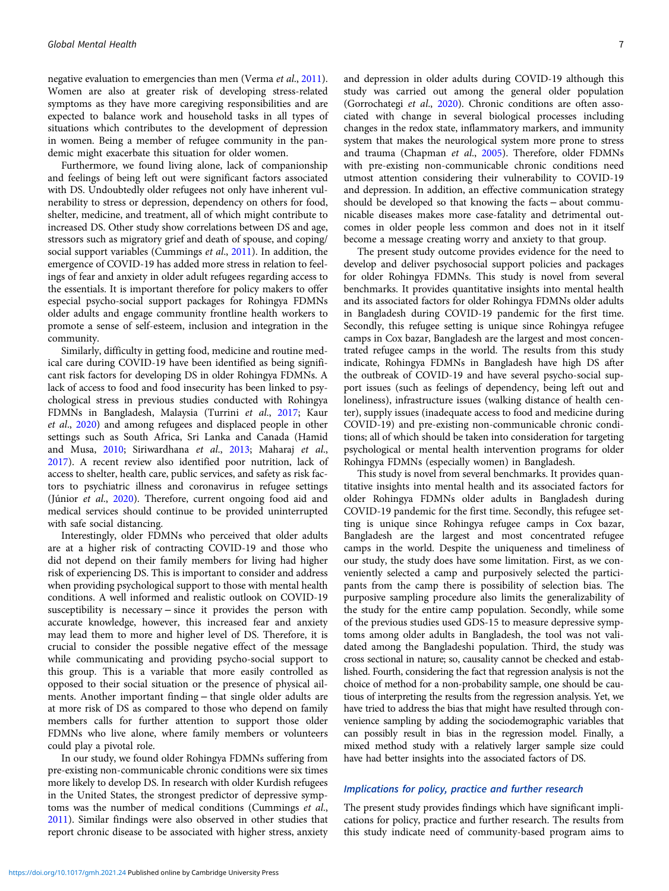negative evaluation to emergencies than men (Verma *et al.*, 2011). Women are also at greater risk of developing stress-related symptoms as they have more caregiving responsibilities and are expected to balance work and household tasks in all types of situations which contributes to the development of depression in women. Being a member of refugee community in the pandemic might exacerbate this situation for older women.

Furthermore, we found living alone, lack of companionship and feelings of being left out were significant factors associated with DS. Undoubtedly older refugees not only have inherent vulnerability to stress or depression, dependency on others for food, shelter, medicine, and treatment, all of which might contribute to increased DS. Other study show correlations between DS and age, stressors such as migratory grief and death of spouse, and coping/social support variables (Cummings *et al.*, 2011). In addition, the emergence of COVID-19 has added more stress in relation to feelings of fear and anxiety in older adult refugees regarding access to the essentials. It is important therefore for policy makers to offer especial psycho-social support packages for Rohingya FDMNs older adults and engage community frontline health workers to promote a sense of self-esteem, inclusion and integration in the community.

Similarly, difficulty in getting food, medicine and routine medical care during COVID-19 have been identified as being significant risk factors for developing DS in older Rohingya FDMNs. A lack of access to food and food insecurity has been linked to psychological stress in previous studies conducted with Rohingya FDMNs in Bangladesh, Malaysia (Turrini *et al.*, 2017; Kaur *et al.*, 2020) and among refugees and displaced people in other settings such as South Africa, Sri Lanka and Canada (Hamid and Musa, 2010; Siriwardhana *et al.*, 2013; Maharaj *et al.*, 2017). A recent review also identified poor nutrition, lack of access to shelter, health care, public services, and safety as risk factors to psychiatric illness and coronavirus in refugee settings (Júnior *et al.*, 2020). Therefore, current ongoing food aid and medical services should continue to be provided uninterrupted with safe social distancing.

Interestingly, older FDMNs who perceived that older adults are at a higher risk of contracting COVID-19 and those who did not depend on their family members for living had higher risk of experiencing DS. This is important to consider and address when providing psychological support to those with mental health conditions. A well informed and realistic outlook on COVID-19 susceptibility is necessary – since it provides the person with accurate knowledge, however, this increased fear and anxiety may lead them to more and higher level of DS. Therefore, it is crucial to consider the possible negative effect of the message while communicating and providing psycho-social support to this group. This is a variable that more easily controlled as opposed to their social situation or the presence of physical ailments. Another important finding – that single older adults are at more risk of DS as compared to those who depend on family members calls for further attention to support those older FDMNs who live alone, where family members or volunteers could play a pivotal role.

In our study, we found older Rohingya FDMNs suffering from pre-existing non-communicable chronic conditions were six times more likely to develop DS. In research with older Kurdish refugees in the United States, the strongest predictor of depressive symptoms was the number of medical conditions (Cummings *et al.*, 2011). Similar findings were also observed in other studies that report chronic disease to be associated with higher stress, anxiety and depression in older adults during COVID-19 although this study was carried out among the general older population (Gorrochategi *et al.*, 2020). Chronic conditions are often associated with change in several biological processes including changes in the redox state, inflammatory markers, and immunity system that makes the neurological system more prone to stress and trauma (Chapman *et al.*, 2005). Therefore, older FDMNs with pre-existing non-communicable chronic conditions need utmost attention considering their vulnerability to COVID-19 and depression. In addition, an effective communication strategy should be developed so that knowing the facts – about communicable diseases makes more case-fatality and detrimental outcomes in older people less common and does not in it itself become a message creating worry and anxiety to that group.

The present study outcome provides evidence for the need to develop and deliver psychosocial support policies and packages for older Rohingya FDMNs. This study is novel from several benchmarks. It provides quantitative insights into mental health and its associated factors for older Rohingya FDMNs older adults in Bangladesh during COVID-19 pandemic for the first time. Secondly, this refugee setting is unique since Rohingya refugee camps in Cox bazar, Bangladesh are the largest and most concentrated refugee camps in the world. The results from this study indicate, Rohingya FDMNs in Bangladesh have high DS after the outbreak of COVID-19 and have several psycho-social support issues (such as feelings of dependency, being left out and loneliness), infrastructure issues (walking distance of health center), supply issues (inadequate access to food and medicine during COVID-19) and pre-existing non-communicable chronic conditions; all of which should be taken into consideration for targeting psychological or mental health intervention programs for older Rohingya FDMNs (especially women) in Bangladesh.

This study is novel from several benchmarks. It provides quantitative insights into mental health and its associated factors for older Rohingya FDMNs older adults in Bangladesh during COVID-19 pandemic for the first time. Secondly, this refugee setting is unique since Rohingya refugee camps in Cox bazar, Bangladesh are the largest and most concentrated refugee camps in the world. Despite the uniqueness and timeliness of our study, the study does have some limitation. First, as we conveniently selected a camp and purposively selected the participants from the camp there is possibility of selection bias. The purposive sampling procedure also limits the generalizability of the study for the entire camp population. Secondly, while some of the previous studies used GDS-15 to measure depressive symptoms among older adults in Bangladesh, the tool was not validated among the Bangladeshi population. Third, the study was cross sectional in nature; so, causality cannot be checked and established. Fourth, considering the fact that regression analysis is not the choice of method for a non-probability sample, one should be cautious of interpreting the results from the regression analysis. Yet, we have tried to address the bias that might have resulted through convenience sampling by adding the sociodemographic variables that can possibly result in bias in the regression model. Finally, a mixed method study with a relatively larger sample size could have had better insights into the associated factors of DS.

## Implications for policy, practice and further research

The present study provides findings which have significant implications for policy, practice and further research. The results from this study indicate need of community-based program aims to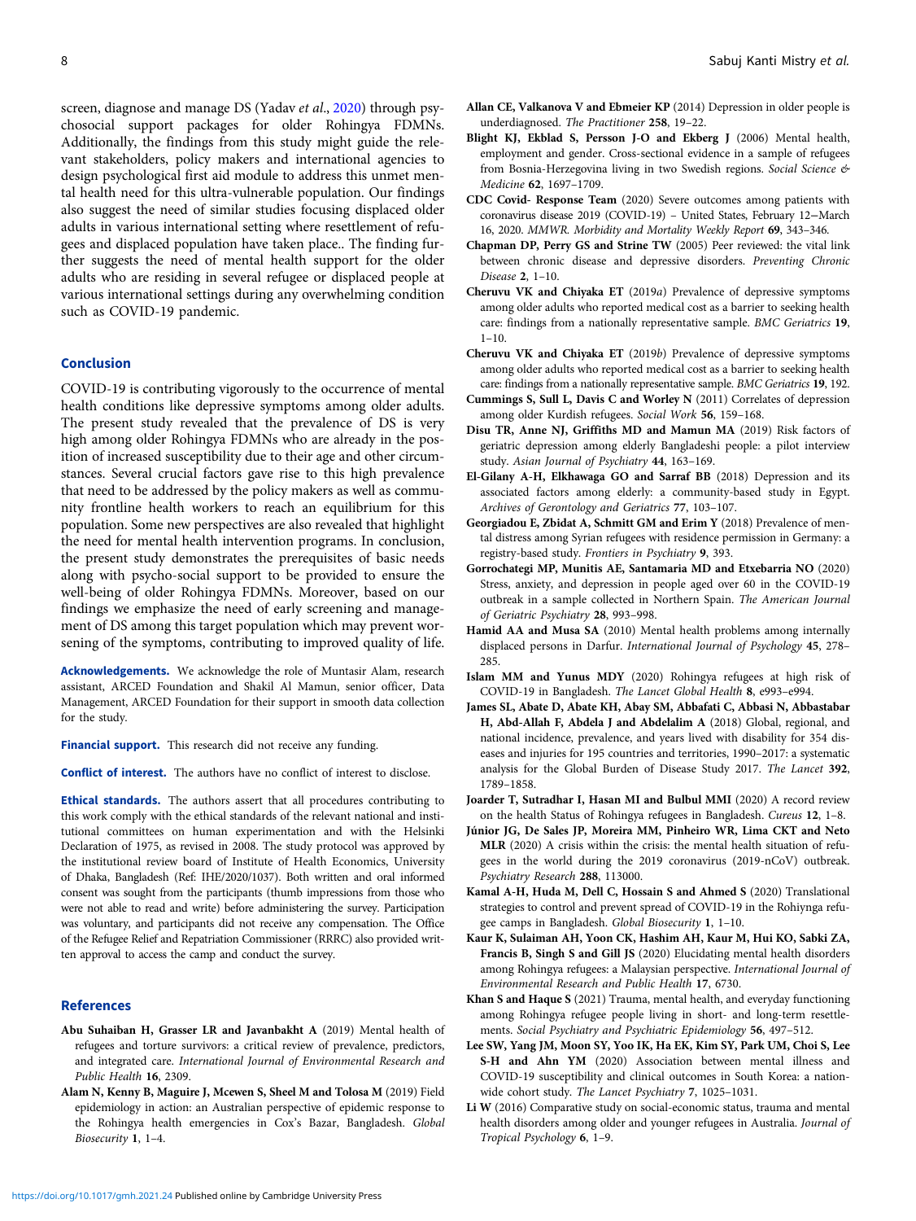screen, diagnose and manage DS (Yadav *et al*., 2020) through psychosocial support packages for older Rohingya FDMNs. Additionally, the findings from this study might guide the relevant stakeholders, policy makers and international agencies to design psychological first aid module to address this unmet mental health need for this ultra-vulnerable population. Our findings also suggest the need of similar studies focusing displaced older adults in various international setting where resettlement of refugees and displaced population have taken place.. The finding further suggests the need of mental health support for the older adults who are residing in several refugee or displaced people at various international settings during any overwhelming condition such as COVID-19 pandemic.

## Conclusion

COVID-19 is contributing vigorously to the occurrence of mental health conditions like depressive symptoms among older adults. The present study revealed that the prevalence of DS is very high among older Rohingya FDMNs who are already in the position of increased susceptibility due to their age and other circumstances. Several crucial factors gave rise to this high prevalence that need to be addressed by the policy makers as well as community frontline health workers to reach an equilibrium for this population. Some new perspectives are also revealed that highlight the need for mental health intervention programs. In conclusion, the present study demonstrates the prerequisites of basic needs along with psycho-social support to be provided to ensure the well-being of older Rohingya FDMNs. Moreover, based on our findings we emphasize the need of early screening and management of DS among this target population which may prevent worsening of the symptoms, contributing to improved quality of life.

**Acknowledgements.** We acknowledge the role of Muntasir Alam, research assistant, ARCED Foundation and Shakil Al Mamun, senior officer, Data Management, ARCED Foundation for their support in smooth data collection for the study.

**Financial support.** This research did not receive any funding.

**Conflict of interest.** The authors have no conflict of interest to disclose.

**Ethical standards.** The authors assert that all procedures contributing to this work comply with the ethical standards of the relevant national and institutional committees on human experimentation and with the Helsinki Declaration of 1975, as revised in 2008. The study protocol was approved by the institutional review board of Institute of Health Economics, University of Dhaka, Bangladesh (Ref: IHE/2020/1037). Both written and oral informed consent was sought from the participants (thumb impressions from those who were not able to read and write) before administering the survey. Participation was voluntary, and participants did not receive any compensation. The Office of the Refugee Relief and Repatriation Commissioner (RRRC) also provided written approval to access the camp and conduct the survey.

## References

**Abu Suhaiban H, Grasser LR and Javanbakht A** (2019) Mental health of refugees and torture survivors: a critical review of prevalence, predictors, and integrated care. *International Journal of Environmental Research and Public Health* **16**, 2309.

**Alam N, Kenny B, Maguire J, Mcewen S, Sheel M and Tolosa M** (2019) Field epidemiology in action: an Australian perspective of epidemic response to the Rohingya health emergencies in Cox's Bazar, Bangladesh. *Global Biosecurity* **1**, 1–4.

**Allan CE, Valkanova V and Ebmeier KP** (2014) Depression in older people is underdiagnosed. *The Practitioner* **258**, 19–22.

**Blight KJ, Ekblad S, Persson J-O and Ekberg J** (2006) Mental health, employment and gender. Cross-sectional evidence in a sample of refugees from Bosnia-Herzegovina living in two Swedish regions. *Social Science & Medicine* **62**, 1697–1709.

**CDC Covid- Response Team** (2020) Severe outcomes among patients with coronavirus disease 2019 (COVID-19) – United States, February 12–March 16, 2020. *MMWR. Morbidity and Mortality Weekly Report* **69**, 343–346.

**Chapman DP, Perry GS and Strine TW** (2005) Peer reviewed: the vital link between chronic disease and depressive disorders. *Preventing Chronic Disease* **2**, 1–10.

**Cheruvu VK and Chiyaka ET** (2019*a*) Prevalence of depressive symptoms among older adults who reported medical cost as a barrier to seeking health care: findings from a nationally representative sample. *BMC Geriatrics* **19**, 1–10.

**Cheruvu VK and Chiyaka ET** (2019*b*) Prevalence of depressive symptoms among older adults who reported medical cost as a barrier to seeking health care: findings from a nationally representative sample. *BMC Geriatrics* **19**, 192.

**Cummings S, Sull L, Davis C and Worley N** (2011) Correlates of depression among older Kurdish refugees. *Social Work* **56**, 159–168.

**Disu TR, Anne NJ, Griffiths MD and Mamun MA** (2019) Risk factors of geriatric depression among elderly Bangladeshi people: a pilot interview study. *Asian Journal of Psychiatry* **44**, 163–169.

**El-Gilany A-H, Elkhawaga GO and Sarraf BB** (2018) Depression and its associated factors among elderly: a community-based study in Egypt. *Archives of Gerontology and Geriatrics* **77**, 103–107.

**Georgiadou E, Zbidat A, Schmitt GM and Erim Y** (2018) Prevalence of mental distress among Syrian refugees with residence permission in Germany: a registry-based study. *Frontiers in Psychiatry* **9**, 393.

**Gorrochategi MP, Munitis AE, Santamaria MD and Etxebarria NO** (2020) Stress, anxiety, and depression in people aged over 60 in the COVID-19 outbreak in a sample collected in Northern Spain. *The American Journal of Geriatric Psychiatry* **28**, 993–998.

**Hamid AA and Musa SA** (2010) Mental health problems among internally displaced persons in Darfur. *International Journal of Psychology* **45**, 278–285.

**Islam MM and Yunus MDY** (2020) Rohingya refugees at high risk of COVID-19 in Bangladesh. *The Lancet Global Health* **8**, e993–e994.

**James SL, Abate D, Abate KH, Abay SM, Abbafati C, Abbasi N, Abbastabar H, Abd-Allah F, Abdela J and Abdelalim A** (2018) Global, regional, and national incidence, prevalence, and years lived with disability for 354 diseases and injuries for 195 countries and territories, 1990–2017: a systematic analysis for the Global Burden of Disease Study 2017. *The Lancet* **392**, 1789–1858.

**Joarder T, Sutradhar I, Hasan MI and Bulbul MMI** (2020) A record review on the health Status of Rohingya refugees in Bangladesh. *Cureus* **12**, 1–8.

**Júnior JG, De Sales JP, Moreira MM, Pinheiro WR, Lima CKT and Neto MLR** (2020) A crisis within the crisis: the mental health situation of refugees in the world during the 2019 coronavirus (2019-nCoV) outbreak. *Psychiatry Research* **288**, 113000.

**Kamal A-H, Huda M, Dell C, Hossain S and Ahmed S** (2020) Translational strategies to control and prevent spread of COVID-19 in the Rohiynga refugee camps in Bangladesh. *Global Biosecurity* **1**, 1–10.

**Kaur K, Sulaiman AH, Yoon CK, Hashim AH, Kaur M, Hui KO, Sabki ZA, Francis B, Singh S and Gill JS** (2020) Elucidating mental health disorders among Rohingya refugees: a Malaysian perspective. *International Journal of Environmental Research and Public Health* **17**, 6730.

**Khan S and Haque S** (2021) Trauma, mental health, and everyday functioning among Rohingya refugee people living in short- and long-term resettlements. *Social Psychiatry and Psychiatric Epidemiology* **56**, 497–512.

**Lee SW, Yang JM, Moon SY, Yoo IK, Ha EK, Kim SY, Park UM, Choi S, Lee S-H and Ahn YM** (2020) Association between mental illness and COVID-19 susceptibility and clinical outcomes in South Korea: a nationwide cohort study. *The Lancet Psychiatry* **7**, 1025–1031.

**Li W** (2016) Comparative study on social-economic status, trauma and mental health disorders among older and younger refugees in Australia. *Journal of Tropical Psychology* **6**, 1–9.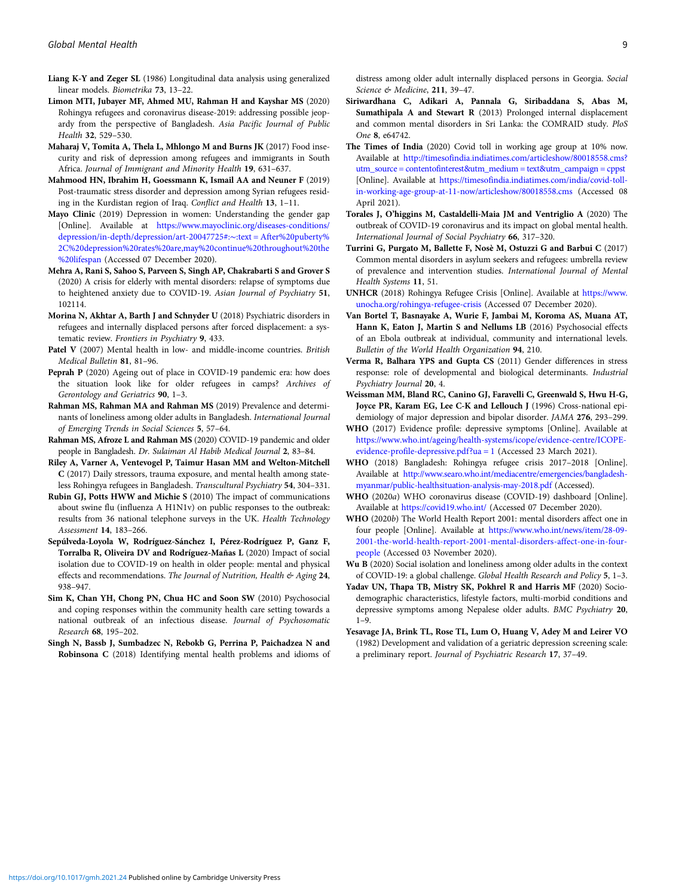**Liang K-Y and Zeger SL** (1986) Longitudinal data analysis using generalized linear models. *Biometrika* **73**, 13–22.

**Limon MTI, Jubayer MF, Ahmed MU, Rahman H and Kayshar MS** (2020) Rohingya refugees and coronavirus disease-2019: addressing possible jeopardy from the perspective of Bangladesh. *Asia Pacific Journal of Public Health* **32**, 529–530.

**Maharaj V, Tomita A, Thela L, Mhlongo M and Burns JK** (2017) Food insecurity and risk of depression among refugees and immigrants in South Africa. *Journal of Immigrant and Minority Health* **19**, 631–637.

**Mahmood HN, Ibrahim H, Goessmann K, Ismail AA and Neuner F** (2019) Post-traumatic stress disorder and depression among Syrian refugees residing in the Kurdistan region of Iraq. *Conflict and Health* **13**, 1–11.

**Mayo Clinic** (2019) Depression in women: Understanding the gender gap [Online]. Available at https://www.mayoclinic.org/diseases-conditions/depression/in-depth/depression/art-20047725#:~:text = After%20puberty%2C%20depression%20rates%20are,may%20continue%20throughout%20the%20lifespan (Accessed 07 December 2020).

**Mehra A, Rani S, Sahoo S, Parveen S, Singh AP, Chakrabarti S and Grover S** (2020) A crisis for elderly with mental disorders: relapse of symptoms due to heightened anxiety due to COVID-19. *Asian Journal of Psychiatry* **51**, 102114.

**Morina N, Akhtar A, Barth J and Schnyder U** (2018) Psychiatric disorders in refugees and internally displaced persons after forced displacement: a systematic review. *Frontiers in Psychiatry* **9**, 433.

**Patel V** (2007) Mental health in low- and middle-income countries. *British Medical Bulletin* **81**, 81–96.

**Peprah P** (2020) Ageing out of place in COVID-19 pandemic era: how does the situation look like for older refugees in camps? *Archives of Gerontology and Geriatrics* **90**, 1–3.

**Rahman MS, Rahman MA and Rahman MS** (2019) Prevalence and determinants of loneliness among older adults in Bangladesh. *International Journal of Emerging Trends in Social Sciences* **5**, 57–64.

**Rahman MS, Afroze L and Rahman MS** (2020) COVID-19 pandemic and older people in Bangladesh. *Dr. Sulaiman Al Habib Medical Journal* **2**, 83–84.

**Riley A, Varner A, Ventevogel P, Taimur Hasan MM and Welton-Mitchell C** (2017) Daily stressors, trauma exposure, and mental health among stateless Rohingya refugees in Bangladesh. *Transcultural Psychiatry* **54**, 304–331.

**Rubin GJ, Potts HWW and Michie S** (2010) The impact of communications about swine flu (influenza A H1N1v) on public responses to the outbreak: results from 36 national telephone surveys in the UK. *Health Technology Assessment* **14**, 183–266.

**Sepúlveda-Loyola W, Rodríguez-Sánchez I, Pérez-Rodríguez P, Ganz F, Torralba R, Oliveira DV and Rodríguez-Mañas L** (2020) Impact of social isolation due to COVID-19 on health in older people: mental and physical effects and recommendations. *The Journal of Nutrition, Health & Aging* **24**, 938–947.

**Sim K, Chan YH, Chong PN, Chua HC and Soon SW** (2010) Psychosocial and coping responses within the community health care setting towards a national outbreak of an infectious disease. *Journal of Psychosomatic Research* **68**, 195–202.

**Singh N, Bassb J, Sumbadzec N, Rebokb G, Perrina P, Paichadzea N and Robinsona C** (2018) Identifying mental health problems and idioms of distress among older adult internally displaced persons in Georgia. *Social Science & Medicine*, **211**, 39–47.

**Siriwardhana C, Adikari A, Pannala G, Siribaddana S, Abas M, Sumathipala A and Stewart R** (2013) Prolonged internal displacement and common mental disorders in Sri Lanka: the COMRAID study. *PloS One* **8**, e64742.

**The Times of India** (2020) Covid toll in working age group at 10% now. Available at http://timesofindia.indiatimes.com/articleshow/80018558.cms?utm_source = contentofinterest&utm_medium = text&utm_campaign = cppst [Online]. Available at https://timesofindia.indiatimes.com/india/covid-toll-in-working-age-group-at-11-now/articleshow/80018558.cms (Accessed 08 April 2021).

**Torales J, O'higgins M, Castaldelli-Maia JM and Ventriglio A** (2020) The outbreak of COVID-19 coronavirus and its impact on global mental health. *International Journal of Social Psychiatry* **66**, 317–320.

**Turrini G, Purgato M, Ballette F, Nosè M, Ostuzzi G and Barbui C** (2017) Common mental disorders in asylum seekers and refugees: umbrella review of prevalence and intervention studies. *International Journal of Mental Health Systems* **11**, 51.

**UNHCR** (2018) Rohingya Refugee Crisis [Online]. Available at https://www.unocha.org/rohingya-refugee-crisis (Accessed 07 December 2020).

**Van Bortel T, Basnayake A, Wurie F, Jambai M, Koroma AS, Muana AT, Hann K, Eaton J, Martin S and Nellums LB** (2016) Psychosocial effects of an Ebola outbreak at individual, community and international levels. *Bulletin of the World Health Organization* **94**, 210.

**Verma R, Balhara YPS and Gupta CS** (2011) Gender differences in stress response: role of developmental and biological determinants. *Industrial Psychiatry Journal* **20**, 4.

**Weissman MM, Bland RC, Canino GJ, Faravelli C, Greenwald S, Hwu H-G, Joyce PR, Karam EG, Lee C-K and Lellouch J** (1996) Cross-national epidemiology of major depression and bipolar disorder. *JAMA* **276**, 293–299.

**WHO** (2017) Evidence profile: depressive symptoms [Online]. Available at https://www.who.int/ageing/health-systems/icope/evidence-centre/ICOPE-evidence-profile-depressive.pdf?ua = 1 (Accessed 23 March 2021).

**WHO** (2018) Bangladesh: Rohingya refugee crisis 2017–2018 [Online]. Available at http://www.searo.who.int/mediacentre/emergencies/bangladesh-myanmar/public-healthsituation-analysis-may-2018.pdf (Accessed).

**WHO** (2020*a*) WHO coronavirus disease (COVID-19) dashboard [Online]. Available at https://covid19.who.int/ (Accessed 07 December 2020).

**WHO** (2020*b*) The World Health Report 2001: mental disorders affect one in four people [Online]. Available at https://www.who.int/news/item/28-09-2001-the-world-health-report-2001-mental-disorders-affect-one-in-four-people (Accessed 03 November 2020).

**Wu B** (2020) Social isolation and loneliness among older adults in the context of COVID-19: a global challenge. *Global Health Research and Policy* **5**, 1–3.

**Yadav UN, Thapa TB, Mistry SK, Pokhrel R and Harris MF** (2020) Socio-demographic characteristics, lifestyle factors, multi-morbid conditions and depressive symptoms among Nepalese older adults. *BMC Psychiatry* **20**, 1–9.

**Yesavage JA, Brink TL, Rose TL, Lum O, Huang V, Adey M and Leirer VO** (1982) Development and validation of a geriatric depression screening scale: a preliminary report. *Journal of Psychiatric Research* **17**, 37–49.